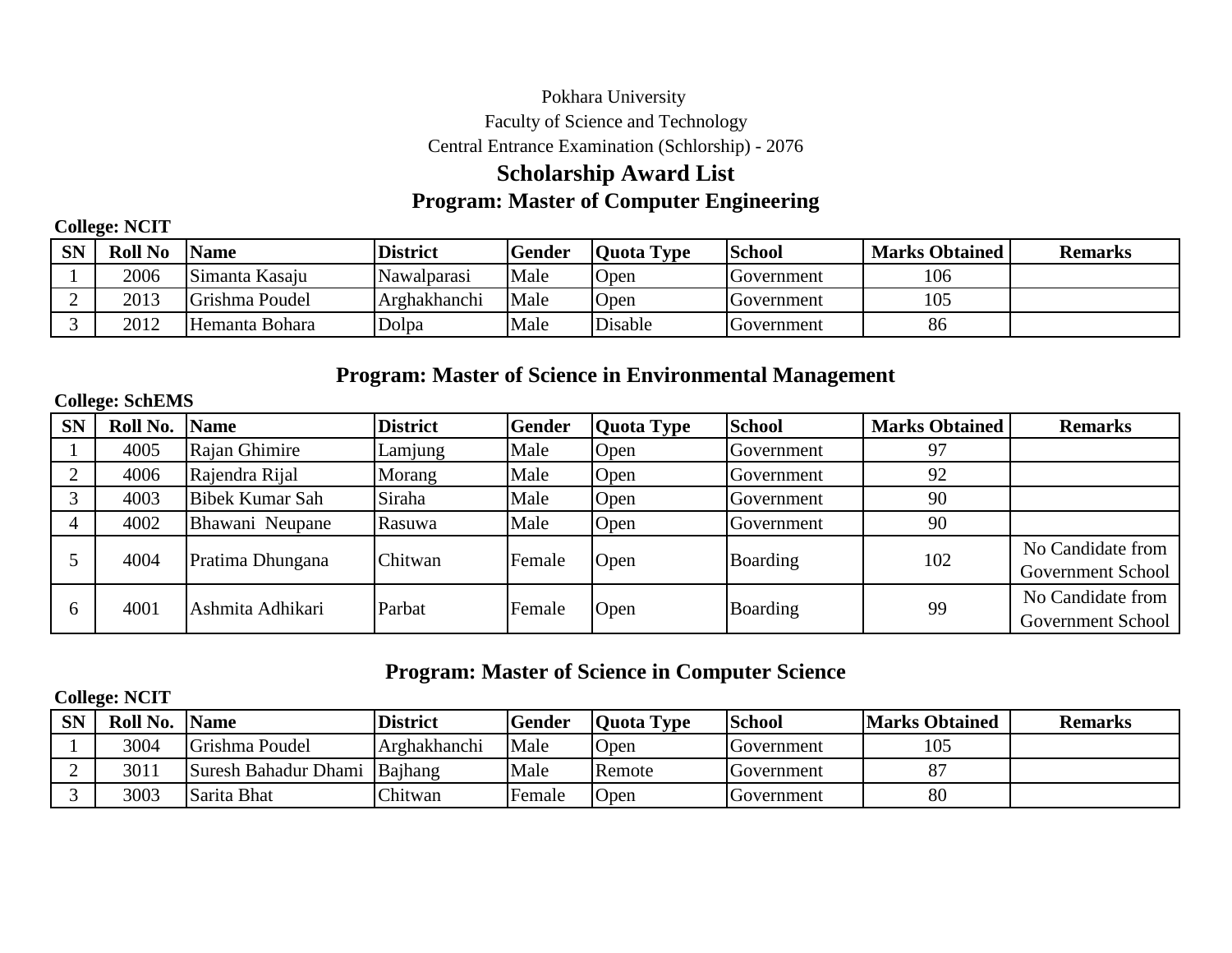Pokhara University

Faculty of Science and Technology

Central Entrance Examination (Schlorship) - 2076

## Scholarship Award List

## Program: Master of Computer Engineering

**College: NCIT**

| SN | Roll No | Name | District | Gender | Quota Type | School | Marks Obtained | Remarks |
|---|---|---|---|---|---|---|---|---|
| 1 | 2006 | Simanta Kasaju | Nawalparasi | Male | Open | Government | 106 | |
| 2 | 2013 | Grishma Poudel | Arghakhanchi | Male | Open | Government | 105 | |
| 3 | 2012 | Hemanta Bohara | Dolpa | Male | Disable | Government | 86 | |

## Program: Master of Science in Environmental Management

**College: SchEMS**

| SN | Roll No. | Name | District | Gender | Quota Type | School | Marks Obtained | Remarks |
|---|---|---|---|---|---|---|---|---|
| 1 | 4005 | Rajan Ghimire | Lamjung | Male | Open | Government | 97 | |
| 2 | 4006 | Rajendra Rijal | Morang | Male | Open | Government | 92 | |
| 3 | 4003 | Bibek Kumar Sah | Siraha | Male | Open | Government | 90 | |
| 4 | 4002 | Bhawani Neupane | Rasuwa | Male | Open | Government | 90 | |
| 5 | 4004 | Pratima Dhungana | Chitwan | Female | Open | Boarding | 102 | No Candidate from Government School |
| 6 | 4001 | Ashmita Adhikari | Parbat | Female | Open | Boarding | 99 | No Candidate from Government School |

## Program: Master of Science in Computer Science

**College: NCIT**

| SN | Roll No. | Name | District | Gender | Quota Type | School | Marks Obtained | Remarks |
|---|---|---|---|---|---|---|---|---|
| 1 | 3004 | Grishma Poudel | Arghakhanchi | Male | Open | Government | 105 | |
| 2 | 3011 | Suresh Bahadur Dhami | Bajhang | Male | Remote | Government | 87 | |
| 3 | 3003 | Sarita Bhat | Chitwan | Female | Open | Government | 80 | |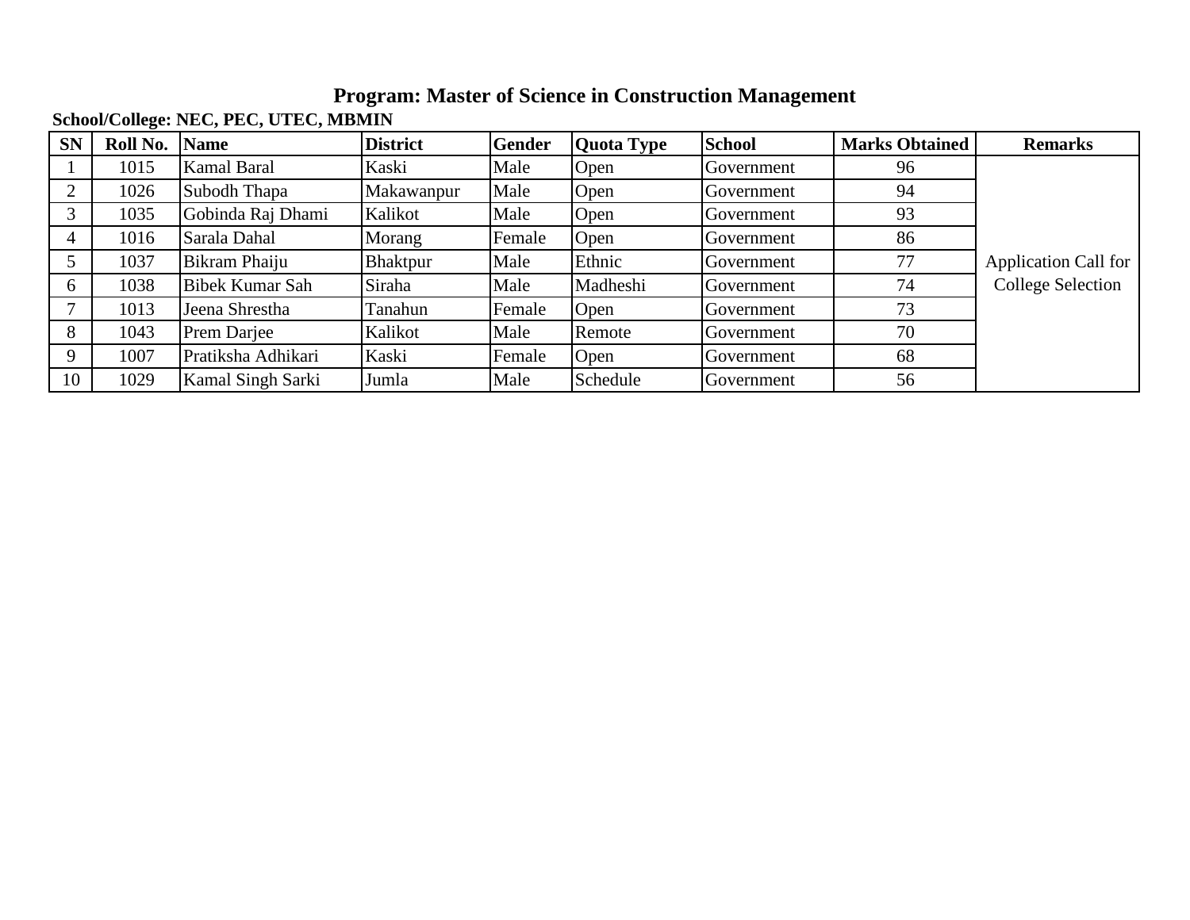# Program: Master of Science in Construction Management

**School/College: NEC, PEC, UTEC, MBMIN**

| SN | Roll No. | Name | District | Gender | Quota Type | School | Marks Obtained | Remarks |
|---|---|---|---|---|---|---|---|---|
| 1 | 1015 | Kamal Baral | Kaski | Male | Open | Government | 96 | Application Call for College Selection |
| 2 | 1026 | Subodh Thapa | Makawanpur | Male | Open | Government | 94 | |
| 3 | 1035 | Gobinda Raj Dhami | Kalikot | Male | Open | Government | 93 | |
| 4 | 1016 | Sarala Dahal | Morang | Female | Open | Government | 86 | |
| 5 | 1037 | Bikram Phaiju | Bhaktpur | Male | Ethnic | Government | 77 | |
| 6 | 1038 | Bibek Kumar Sah | Siraha | Male | Madheshi | Government | 74 | |
| 7 | 1013 | Jeena Shrestha | Tanahun | Female | Open | Government | 73 | |
| 8 | 1043 | Prem Darjee | Kalikot | Male | Remote | Government | 70 | |
| 9 | 1007 | Pratiksha Adhikari | Kaski | Female | Open | Government | 68 | |
| 10 | 1029 | Kamal Singh Sarki | Jumla | Male | Schedule | Government | 56 | |